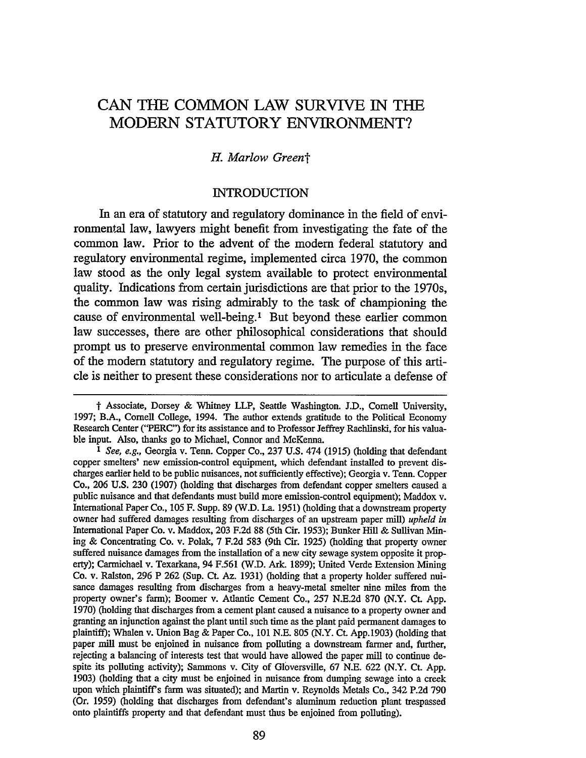# CAN THE COMMON LAW SURVIVE IN THE MODERN STATUTORY ENVIRONMENT?

*H. Marlow Green*†

## INTRODUCTION

In an era of statutory and regulatory dominance in the field of environmental law, lawyers might benefit from investigating the fate of the common law. Prior to the advent of the modern federal statutory and regulatory environmental regime, implemented circa 1970, the common law stood as the only legal system available to protect environmental quality. Indications from certain jurisdictions are that prior to the 1970s, the common law was rising admirably to the task of championing the cause of environmental well-being.[1] But beyond these earlier common law successes, there are other philosophical considerations that should prompt us to preserve environmental common law remedies in the face of the modern statutory and regulatory regime. The purpose of this article is neither to present these considerations nor to articulate a defense of

---

† Associate, Dorsey & Whitney LLP, Seattle Washington. J.D., Cornell University, 1997; B.A., Cornell College, 1994. The author extends gratitude to the Political Economy Research Center ("PERC") for its assistance and to Professor Jeffrey Rachlinski, for his valuable input. Also, thanks go to Michael, Connor and McKenna.

[1] *See, e.g.*, Georgia v. Tenn. Copper Co., 237 U.S. 474 (1915) (holding that defendant copper smelters' new emission-control equipment, which defendant installed to prevent discharges earlier held to be public nuisances, not sufficiently effective); Georgia v. Tenn. Copper Co., 206 U.S. 230 (1907) (holding that discharges from defendant copper smelters caused a public nuisance and that defendants must build more emission-control equipment); Maddox v. International Paper Co., 105 F. Supp. 89 (W.D. La. 1951) (holding that a downstream property owner had suffered damages resulting from discharges of an upstream paper mill) *upheld in* International Paper Co. v. Maddox, 203 F.2d 88 (5th Cir. 1953); Bunker Hill & Sullivan Mining & Concentrating Co. v. Polak, 7 F.2d 583 (9th Cir. 1925) (holding that property owner suffered nuisance damages from the installation of a new city sewage system opposite it property); Carmichael v. Texarkana, 94 F.561 (W.D. Ark. 1899); United Verde Extension Mining Co. v. Ralston, 296 P 262 (Sup. Ct. Az. 1931) (holding that a property holder suffered nuisance damages resulting from discharges from a heavy-metal smelter nine miles from the property owner's farm); Boomer v. Atlantic Cement Co., 257 N.E.2d 870 (N.Y. Ct. App. 1970) (holding that discharges from a cement plant caused a nuisance to a property owner and granting an injunction against the plant until such time as the plant paid permanent damages to plaintiff); Whalen v. Union Bag & Paper Co., 101 N.E. 805 (N.Y. Ct. App.1903) (holding that paper mill must be enjoined in nuisance from polluting a downstream farmer and, further, rejecting a balancing of interests test that would have allowed the paper mill to continue despite its polluting activity); Sammons v. City of Gloversville, 67 N.E. 622 (N.Y. Ct. App. 1903) (holding that a city must be enjoined in nuisance from dumping sewage into a creek upon which plaintiff's farm was situated); and Martin v. Reynolds Metals Co., 342 P.2d 790 (Or. 1959) (holding that discharges from defendant's aluminum reduction plant trespassed onto plaintiffs property and that defendant must thus be enjoined from polluting).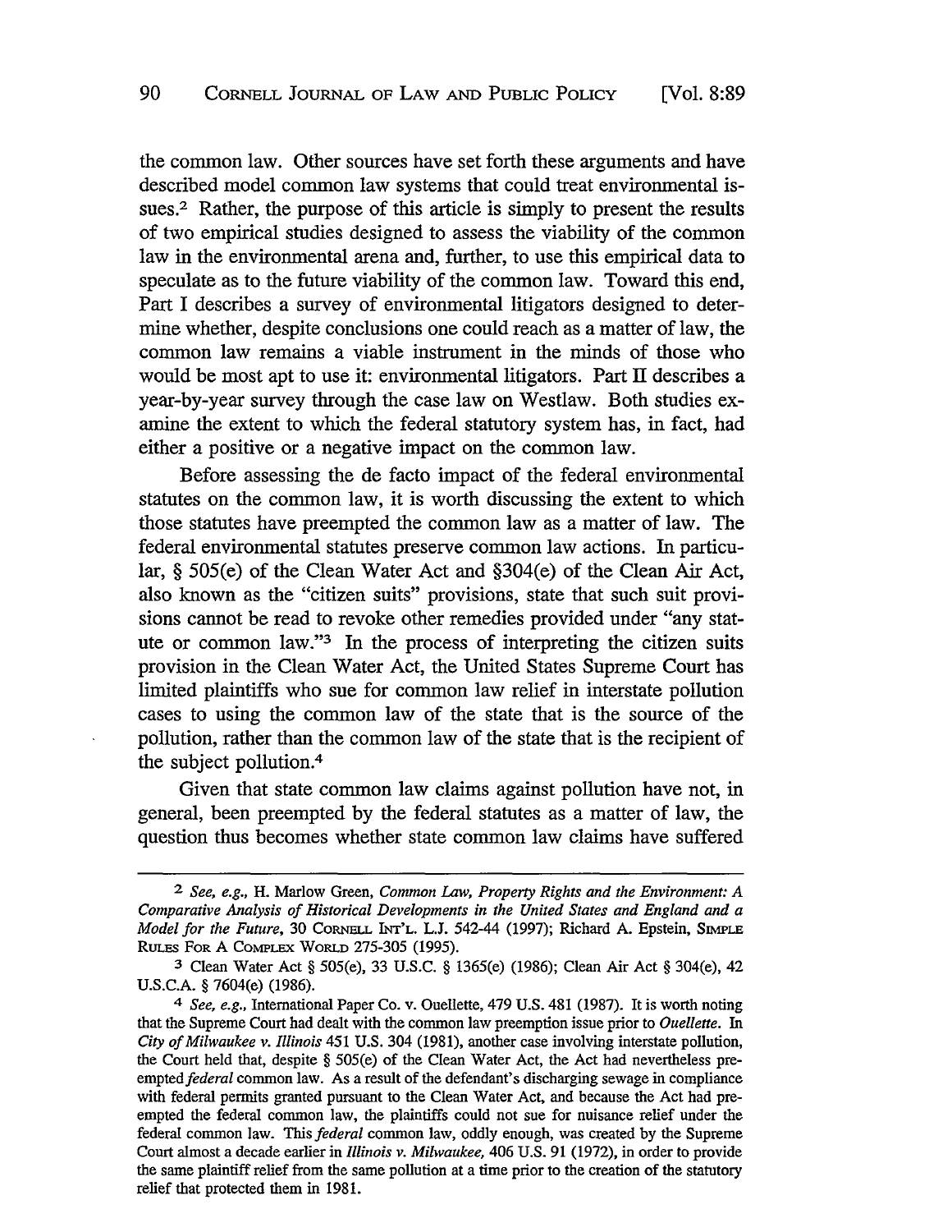the common law. Other sources have set forth these arguments and have described model common law systems that could treat environmental issues.[2] Rather, the purpose of this article is simply to present the results of two empirical studies designed to assess the viability of the common law in the environmental arena and, further, to use this empirical data to speculate as to the future viability of the common law. Toward this end, Part I describes a survey of environmental litigators designed to determine whether, despite conclusions one could reach as a matter of law, the common law remains a viable instrument in the minds of those who would be most apt to use it: environmental litigators. Part II describes a year-by-year survey through the case law on Westlaw. Both studies examine the extent to which the federal statutory system has, in fact, had either a positive or a negative impact on the common law.

Before assessing the de facto impact of the federal environmental statutes on the common law, it is worth discussing the extent to which those statutes have preempted the common law as a matter of law. The federal environmental statutes preserve common law actions. In particular, § 505(e) of the Clean Water Act and §304(e) of the Clean Air Act, also known as the "citizen suits" provisions, state that such suit provisions cannot be read to revoke other remedies provided under "any statute or common law."[3] In the process of interpreting the citizen suits provision in the Clean Water Act, the United States Supreme Court has limited plaintiffs who sue for common law relief in interstate pollution cases to using the common law of the state that is the source of the pollution, rather than the common law of the state that is the recipient of the subject pollution.[4]

Given that state common law claims against pollution have not, in general, been preempted by the federal statutes as a matter of law, the question thus becomes whether state common law claims have suffered

---

[2] *See, e.g.*, H. Marlow Green, *Common Law, Property Rights and the Environment: A Comparative Analysis of Historical Developments in the United States and England and a Model for the Future*, 30 CORNELL INT'L. L.J. 542-44 (1997); Richard A. Epstein, SIMPLE RULES FOR A COMPLEX WORLD 275-305 (1995).

[3] Clean Water Act § 505(e), 33 U.S.C. § 1365(e) (1986); Clean Air Act § 304(e), 42 U.S.C.A. § 7604(e) (1986).

[4] *See, e.g.*, International Paper Co. v. Ouellette, 479 U.S. 481 (1987). It is worth noting that the Supreme Court had dealt with the common law preemption issue prior to *Ouellette*. In *City of Milwaukee v. Illinois* 451 U.S. 304 (1981), another case involving interstate pollution, the Court held that, despite § 505(e) of the Clean Water Act, the Act had nevertheless preempted *federal* common law. As a result of the defendant's discharging sewage in compliance with federal permits granted pursuant to the Clean Water Act, and because the Act had preempted the federal common law, the plaintiffs could not sue for nuisance relief under the federal common law. This *federal* common law, oddly enough, was created by the Supreme Court almost a decade earlier in *Illinois v. Milwaukee*, 406 U.S. 91 (1972), in order to provide the same plaintiff relief from the same pollution at a time prior to the creation of the statutory relief that protected them in 1981.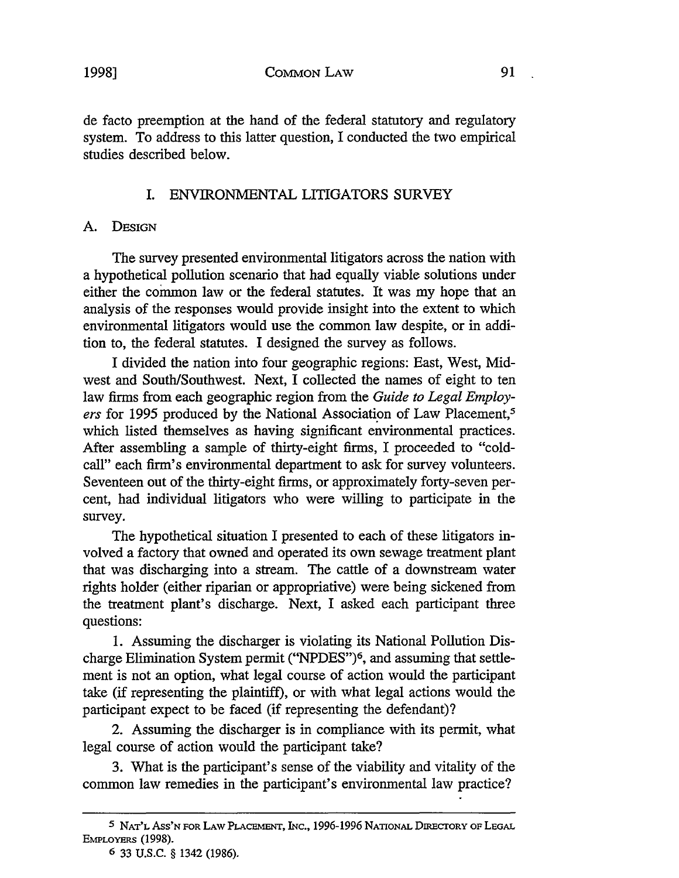de facto preemption at the hand of the federal statutory and regulatory system. To address to this latter question, I conducted the two empirical studies described below.

## I. ENVIRONMENTAL LITIGATORS SURVEY

### A. Design

The survey presented environmental litigators across the nation with a hypothetical pollution scenario that had equally viable solutions under either the common law or the federal statutes. It was my hope that an analysis of the responses would provide insight into the extent to which environmental litigators would use the common law despite, or in addition to, the federal statutes. I designed the survey as follows.

I divided the nation into four geographic regions: East, West, Midwest and South/Southwest. Next, I collected the names of eight to ten law firms from each geographic region from the *Guide to Legal Employers* for 1995 produced by the National Association of Law Placement,[5] which listed themselves as having significant environmental practices. After assembling a sample of thirty-eight firms, I proceeded to "cold-call" each firm's environmental department to ask for survey volunteers. Seventeen out of the thirty-eight firms, or approximately forty-seven percent, had individual litigators who were willing to participate in the survey.

The hypothetical situation I presented to each of these litigators involved a factory that owned and operated its own sewage treatment plant that was discharging into a stream. The cattle of a downstream water rights holder (either riparian or appropriative) were being sickened from the treatment plant's discharge. Next, I asked each participant three questions:

1. Assuming the discharger is violating its National Pollution Discharge Elimination System permit ("NPDES")[6], and assuming that settlement is not an option, what legal course of action would the participant take (if representing the plaintiff), or with what legal actions would the participant expect to be faced (if representing the defendant)?

2. Assuming the discharger is in compliance with its permit, what legal course of action would the participant take?

3. What is the participant's sense of the viability and vitality of the common law remedies in the participant's environmental law practice?

---

[5] Nat'l Ass'n for Law Placement, Inc., 1996-1996 National Directory of Legal Employers (1998).

[6] 33 U.S.C. § 1342 (1986).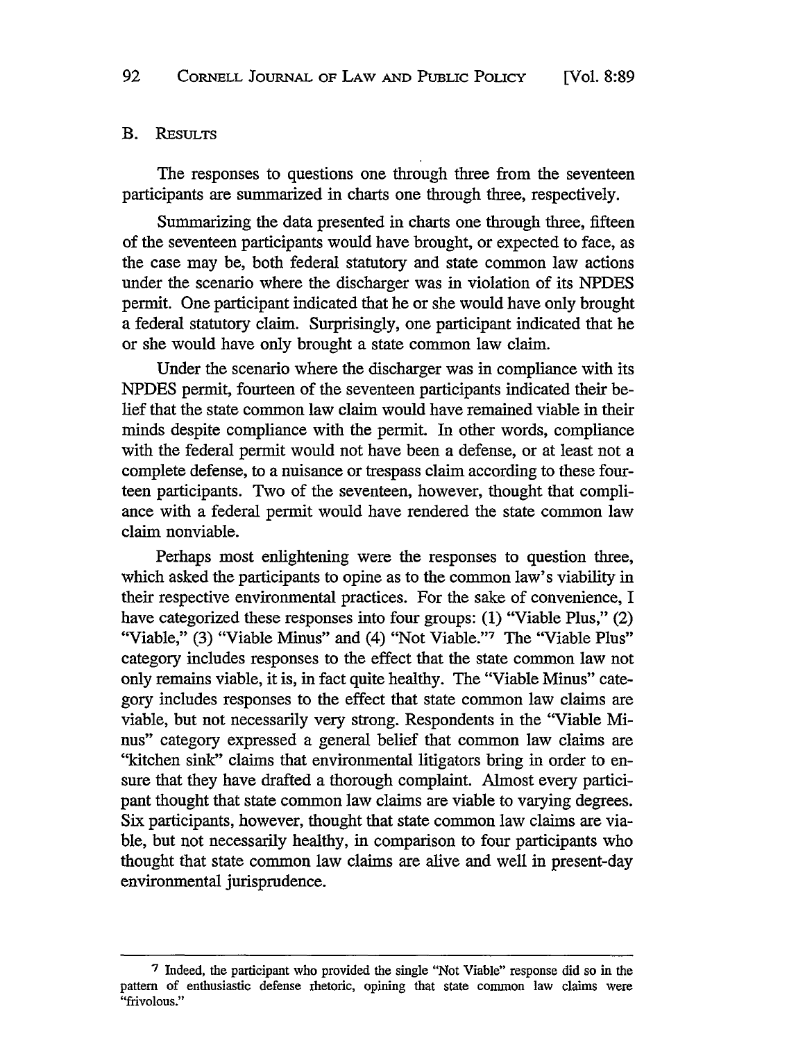### B. Results

The responses to questions one through three from the seventeen participants are summarized in charts one through three, respectively.

Summarizing the data presented in charts one through three, fifteen of the seventeen participants would have brought, or expected to face, as the case may be, both federal statutory and state common law actions under the scenario where the discharger was in violation of its NPDES permit. One participant indicated that he or she would have only brought a federal statutory claim. Surprisingly, one participant indicated that he or she would have only brought a state common law claim.

Under the scenario where the discharger was in compliance with its NPDES permit, fourteen of the seventeen participants indicated their belief that the state common law claim would have remained viable in their minds despite compliance with the permit. In other words, compliance with the federal permit would not have been a defense, or at least not a complete defense, to a nuisance or trespass claim according to these fourteen participants. Two of the seventeen, however, thought that compliance with a federal permit would have rendered the state common law claim nonviable.

Perhaps most enlightening were the responses to question three, which asked the participants to opine as to the common law's viability in their respective environmental practices. For the sake of convenience, I have categorized these responses into four groups: (1) "Viable Plus," (2) "Viable," (3) "Viable Minus" and (4) "Not Viable."[7] The "Viable Plus" category includes responses to the effect that the state common law not only remains viable, it is, in fact quite healthy. The "Viable Minus" category includes responses to the effect that state common law claims are viable, but not necessarily very strong. Respondents in the "Viable Minus" category expressed a general belief that common law claims are "kitchen sink" claims that environmental litigators bring in order to ensure that they have drafted a thorough complaint. Almost every participant thought that state common law claims are viable to varying degrees. Six participants, however, thought that state common law claims are viable, but not necessarily healthy, in comparison to four participants who thought that state common law claims are alive and well in present-day environmental jurisprudence.

---

[7] Indeed, the participant who provided the single "Not Viable" response did so in the pattern of enthusiastic defense rhetoric, opining that state common law claims were "frivolous."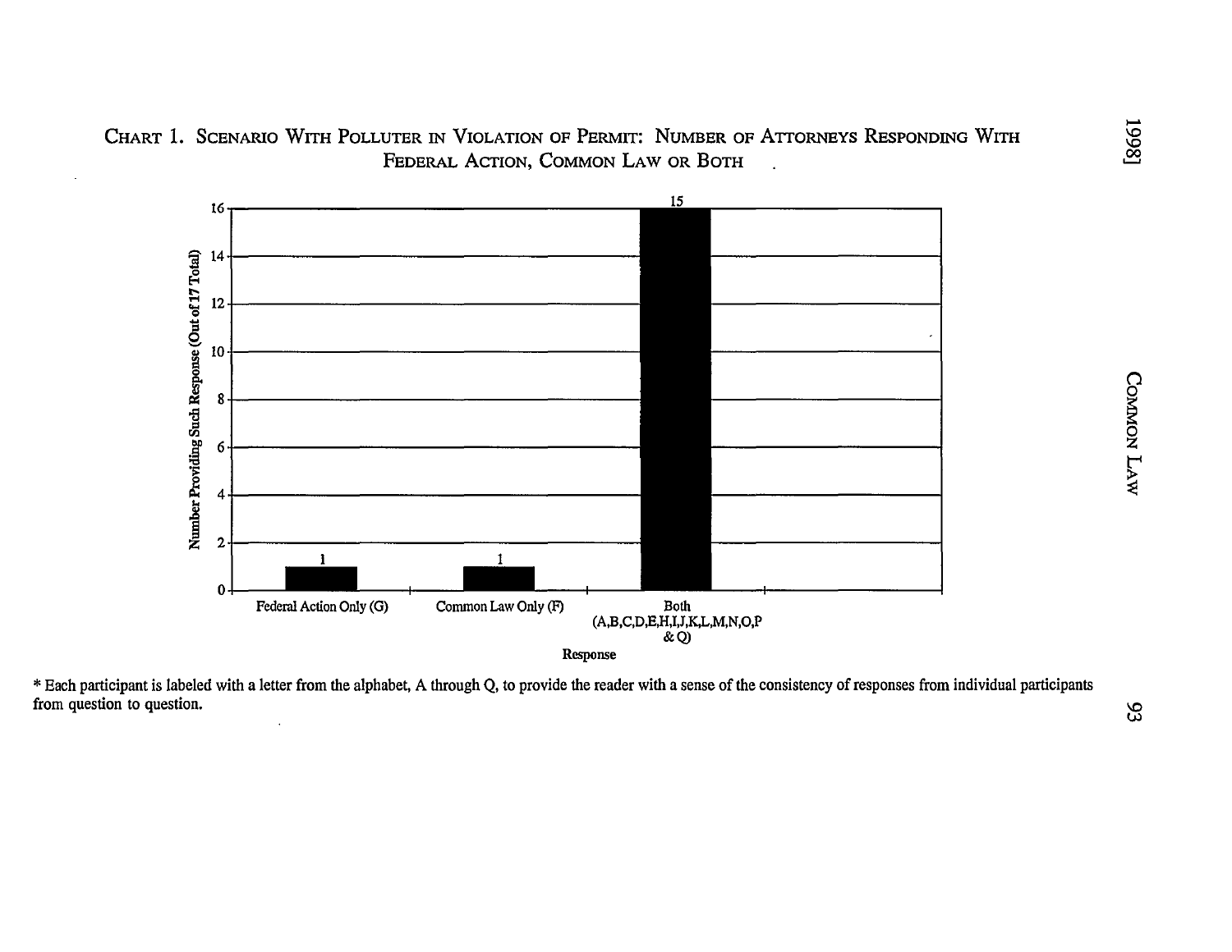CHART 1. SCENARIO WITH POLLUTER IN VIOLATION OF PERMIT: NUMBER OF ATTORNEYS RESPONDING WITH FEDERAL ACTION, COMMON LAW OR BOTH

| Response | Number Providing Such Response (Out of 17 Total) |
| --- | --- |
| Federal Action Only (G) | 1 |
| Common Law Only (F) | 1 |
| Both (A,B,C,D,E,H,I,J,K,L,M,N,O,P & Q) | 15 |

\* Each participant is labeled with a letter from the alphabet, A through Q, to provide the reader with a sense of the consistency of responses from individual participants from question to question.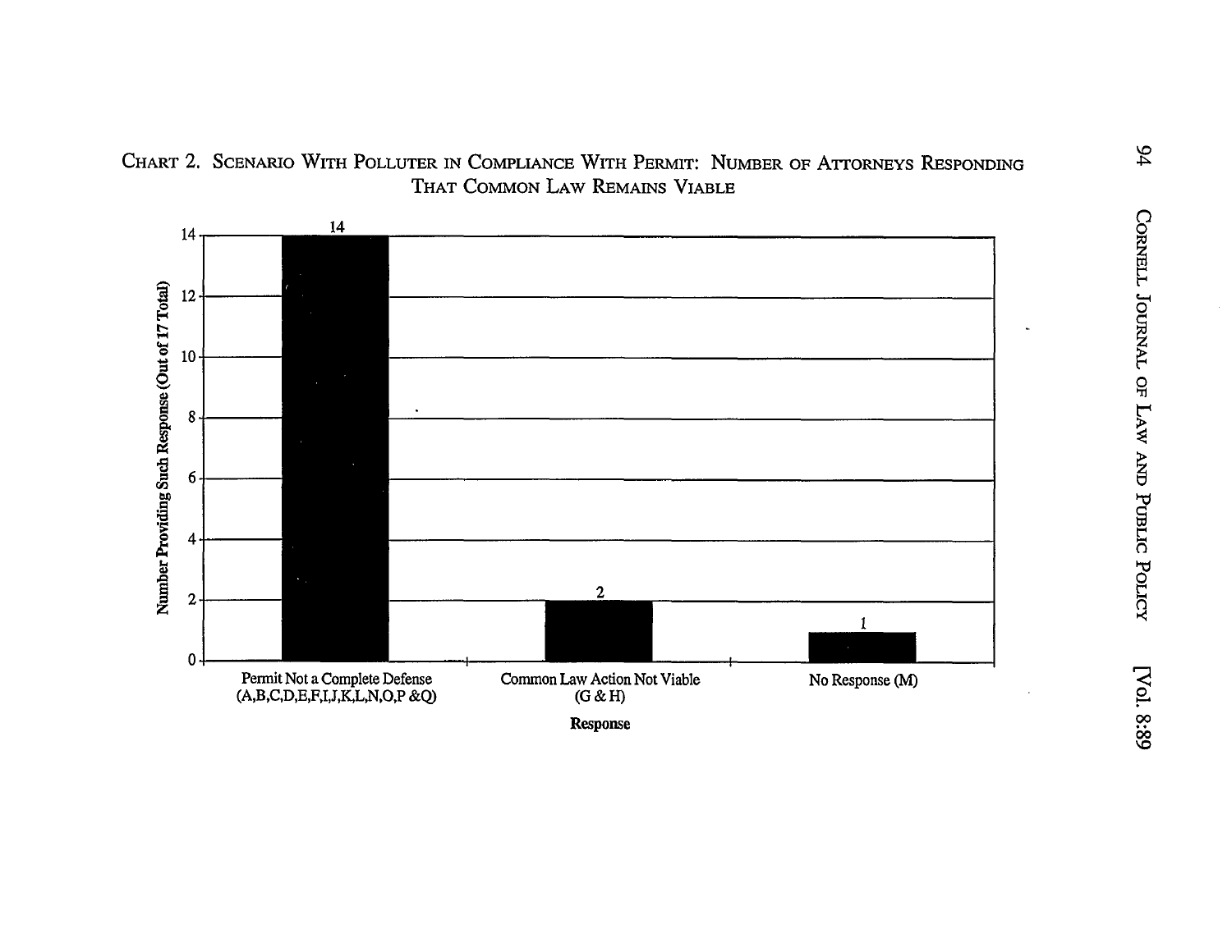CHART 2. SCENARIO WITH POLLUTER IN COMPLIANCE WITH PERMIT: NUMBER OF ATTORNEYS RESPONDING THAT COMMON LAW REMAINS VIABLE

| Response | Number Providing Such Response (Out of 17 Total) |
| --- | --- |
| Permit Not a Complete Defense (A,B,C,D,E,F,I,J,K,L,N,O,P &Q) | 14 |
| Common Law Action Not Viable (G & H) | 2 |
| No Response (M) | 1 |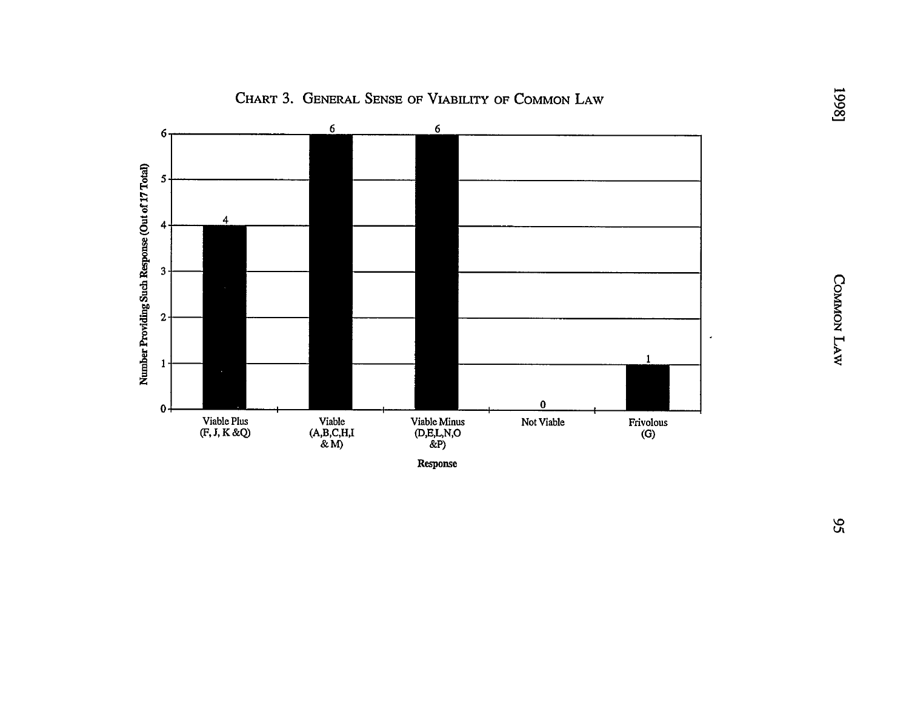## Chart 3. General Sense of Viability of Common Law

| Response | Number Providing Such Response (Out of 17 Total) |
| --- | --- |
| Viable Plus (F, J, K &Q) | 4 |
| Viable (A,B,C,H,I & M) | 6 |
| Viable Minus (D,E,L,N,O &P) | 6 |
| Not Viable | 0 |
| Frivolous (G) | 1 |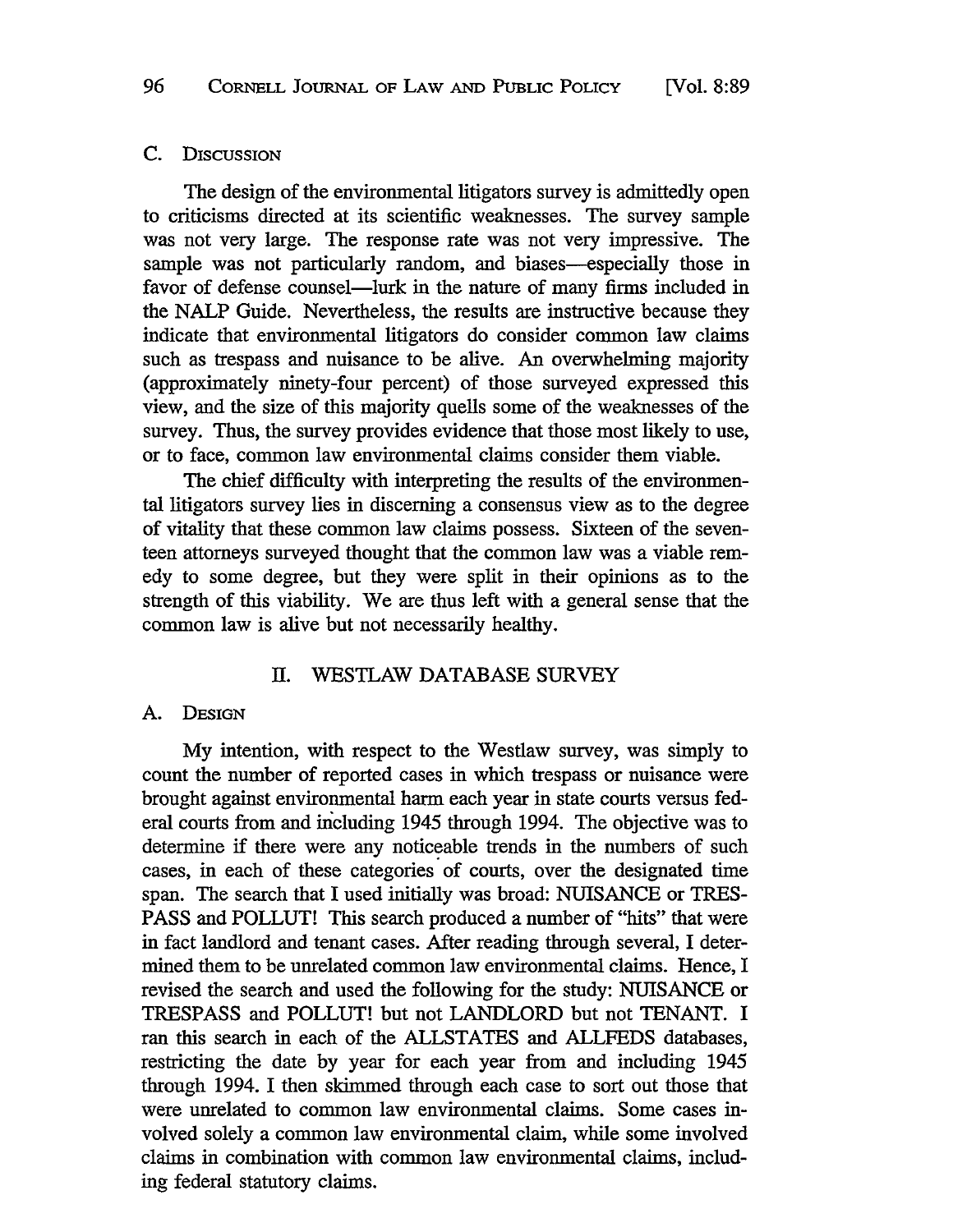### C. Discussion

The design of the environmental litigators survey is admittedly open to criticisms directed at its scientific weaknesses. The survey sample was not very large. The response rate was not very impressive. The sample was not particularly random, and biases—especially those in favor of defense counsel—lurk in the nature of many firms included in the NALP Guide. Nevertheless, the results are instructive because they indicate that environmental litigators do consider common law claims such as trespass and nuisance to be alive. An overwhelming majority (approximately ninety-four percent) of those surveyed expressed this view, and the size of this majority quells some of the weaknesses of the survey. Thus, the survey provides evidence that those most likely to use, or to face, common law environmental claims consider them viable.

The chief difficulty with interpreting the results of the environmental litigators survey lies in discerning a consensus view as to the degree of vitality that these common law claims possess. Sixteen of the seventeen attorneys surveyed thought that the common law was a viable remedy to some degree, but they were split in their opinions as to the strength of this viability. We are thus left with a general sense that the common law is alive but not necessarily healthy.

## II. WESTLAW DATABASE SURVEY

### A. Design

My intention, with respect to the Westlaw survey, was simply to count the number of reported cases in which trespass or nuisance were brought against environmental harm each year in state courts versus federal courts from and including 1945 through 1994. The objective was to determine if there were any noticeable trends in the numbers of such cases, in each of these categories of courts, over the designated time span. The search that I used initially was broad: NUISANCE or TRESPASS and POLLUT! This search produced a number of "hits" that were in fact landlord and tenant cases. After reading through several, I determined them to be unrelated common law environmental claims. Hence, I revised the search and used the following for the study: NUISANCE or TRESPASS and POLLUT! but not LANDLORD but not TENANT. I ran this search in each of the ALLSTATES and ALLFEDS databases, restricting the date by year for each year from and including 1945 through 1994. I then skimmed through each case to sort out those that were unrelated to common law environmental claims. Some cases involved solely a common law environmental claim, while some involved claims in combination with common law environmental claims, including federal statutory claims.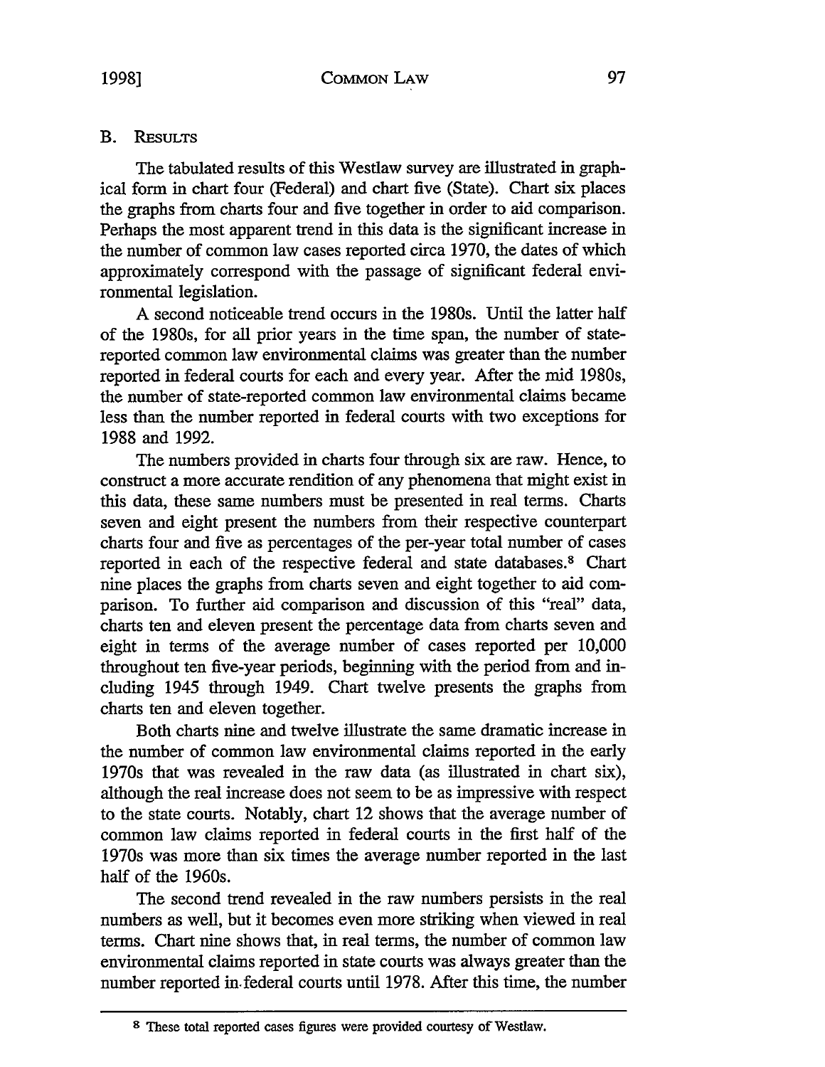## B. Results

The tabulated results of this Westlaw survey are illustrated in graphical form in chart four (Federal) and chart five (State). Chart six places the graphs from charts four and five together in order to aid comparison. Perhaps the most apparent trend in this data is the significant increase in the number of common law cases reported circa 1970, the dates of which approximately correspond with the passage of significant federal environmental legislation.

A second noticeable trend occurs in the 1980s. Until the latter half of the 1980s, for all prior years in the time span, the number of state-reported common law environmental claims was greater than the number reported in federal courts for each and every year. After the mid 1980s, the number of state-reported common law environmental claims became less than the number reported in federal courts with two exceptions for 1988 and 1992.

The numbers provided in charts four through six are raw. Hence, to construct a more accurate rendition of any phenomena that might exist in this data, these same numbers must be presented in real terms. Charts seven and eight present the numbers from their respective counterpart charts four and five as percentages of the per-year total number of cases reported in each of the respective federal and state databases.[8] Chart nine places the graphs from charts seven and eight together to aid comparison. To further aid comparison and discussion of this "real" data, charts ten and eleven present the percentage data from charts seven and eight in terms of the average number of cases reported per 10,000 throughout ten five-year periods, beginning with the period from and including 1945 through 1949. Chart twelve presents the graphs from charts ten and eleven together.

Both charts nine and twelve illustrate the same dramatic increase in the number of common law environmental claims reported in the early 1970s that was revealed in the raw data (as illustrated in chart six), although the real increase does not seem to be as impressive with respect to the state courts. Notably, chart 12 shows that the average number of common law claims reported in federal courts in the first half of the 1970s was more than six times the average number reported in the last half of the 1960s.

The second trend revealed in the raw numbers persists in the real numbers as well, but it becomes even more striking when viewed in real terms. Chart nine shows that, in real terms, the number of common law environmental claims reported in state courts was always greater than the number reported in federal courts until 1978. After this time, the number

---

[8] These total reported cases figures were provided courtesy of Westlaw.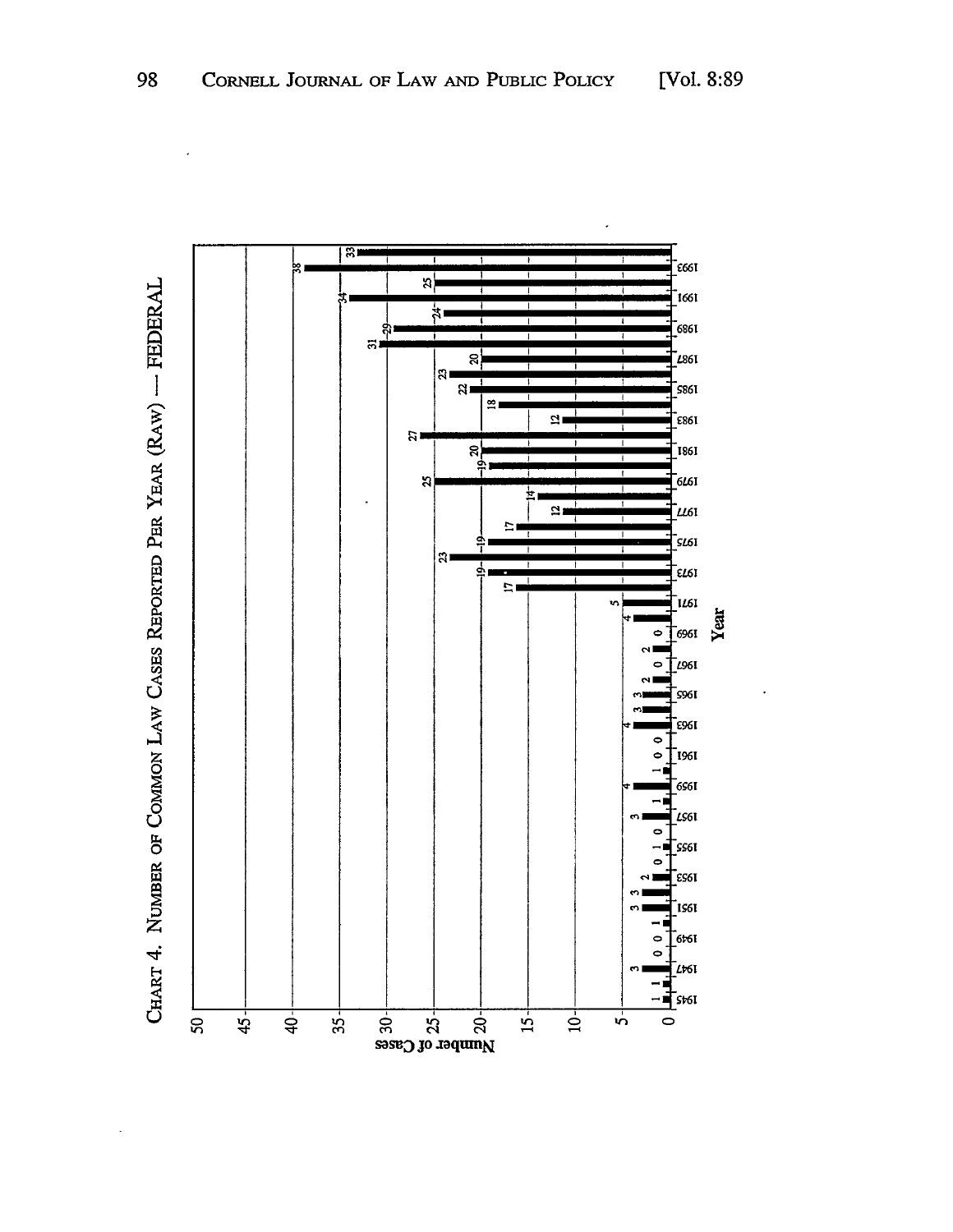CHART 4. NUMBER OF COMMON LAW CASES REPORTED PER YEAR (RAW) — FEDERAL

| Year | Number of Cases |
|---|---|
| 1945 | 1 |
| 1946 | 1 |
| 1947 | 3 |
| 1948 | 0 |
| 1949 | 0 |
| 1950 | 1 |
| 1951 | 3 |
| 1952 | 3 |
| 1953 | 2 |
| 1954 | 0 |
| 1955 | 1 |
| 1956 | 0 |
| 1957 | 3 |
| 1958 | 1 |
| 1959 | 4 |
| 1960 | 1 |
| 1961 | 0 |
| 1962 | 0 |
| 1963 | 4 |
| 1964 | 3 |
| 1965 | 3 |
| 1966 | 2 |
| 1967 | 0 |
| 1968 | 2 |
| 1969 | 0 |
| 1970 | 4 |
| 1971 | 5 |
| 1972 | 17 |
| 1973 | 19 |
| 1974 | 23 |
| 1975 | 19 |
| 1976 | 17 |
| 1977 | 12 |
| 1978 | 14 |
| 1979 | 25 |
| 1980 | 19 |
| 1981 | 20 |
| 1982 | 27 |
| 1983 | 12 |
| 1984 | 18 |
| 1985 | 22 |
| 1986 | 23 |
| 1987 | 20 |
| 1988 | 31 |
| 1989 | 29 |
| 1990 | 24 |
| 1991 | 34 |
| 1992 | 25 |
| 1993 | 38 |
| 1994 | 33 |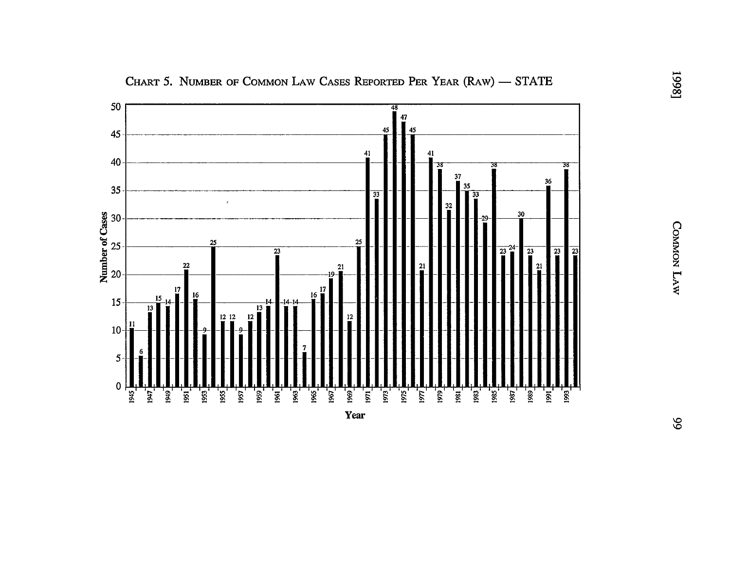CHART 5. NUMBER OF COMMON LAW CASES REPORTED PER YEAR (RAW) — STATE

| Year | Number of Cases |
|---|---|
| 1945 | 11 |
| 1946 | 6 |
| 1947 | 13 |
| 1948 | 15 |
| 1949 | 14 |
| 1950 | 17 |
| 1951 | 22 |
| 1952 | 16 |
| 1953 | 9 |
| 1954 | 25 |
| 1955 | 12 |
| 1956 | 12 |
| 1957 | 9 |
| 1958 | 12 |
| 1959 | 13 |
| 1960 | 14 |
| 1961 | 23 |
| 1962 | 14 |
| 1963 | 14 |
| 1964 | 7 |
| 1965 | 16 |
| 1966 | 17 |
| 1967 | 19 |
| 1968 | 21 |
| 1969 | 12 |
| 1970 | 25 |
| 1971 | 41 |
| 1972 | 33 |
| 1973 | 45 |
| 1974 | 48 |
| 1975 | 47 |
| 1976 | 45 |
| 1977 | 21 |
| 1978 | 41 |
| 1979 | 38 |
| 1980 | 32 |
| 1981 | 37 |
| 1982 | 35 |
| 1983 | 33 |
| 1984 | 29 |
| 1985 | 38 |
| 1986 | 23 |
| 1987 | 24 |
| 1988 | 30 |
| 1989 | 23 |
| 1990 | 21 |
| 1991 | 36 |
| 1992 | 23 |
| 1993 | 38 |
| 1994 | 23 |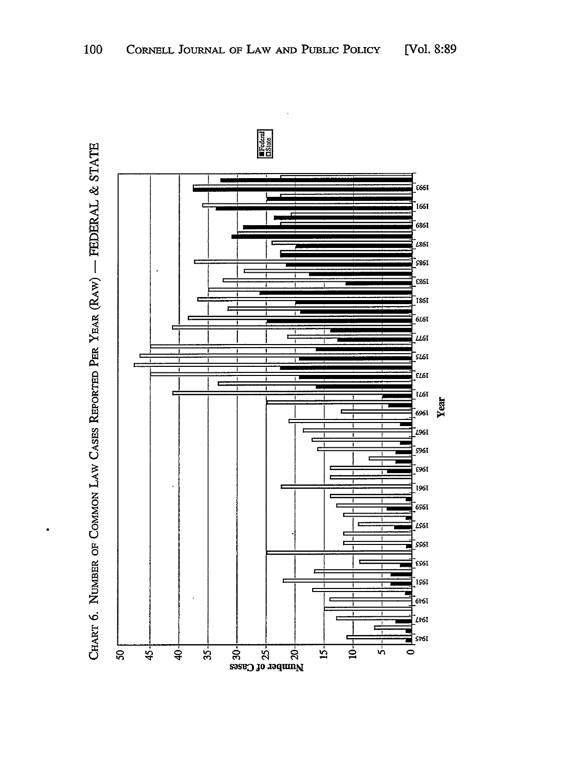CHART 6. NUMBER OF COMMON LAW CASES REPORTED PER YEAR (RAW) — FEDERAL & STATE

■ Federal
□ State

Number of Cases: 0, 5, 10, 15, 20, 25, 30, 35, 40, 45, 50

Year: 1945, 1947, 1949, 1951, 1953, 1955, 1957, 1959, 1961, 1963, 1965, 1967, 1969, 1971, 1973, 1975, 1977, 1979, 1981, 1983, 1985, 1987, 1989, 1991, 1993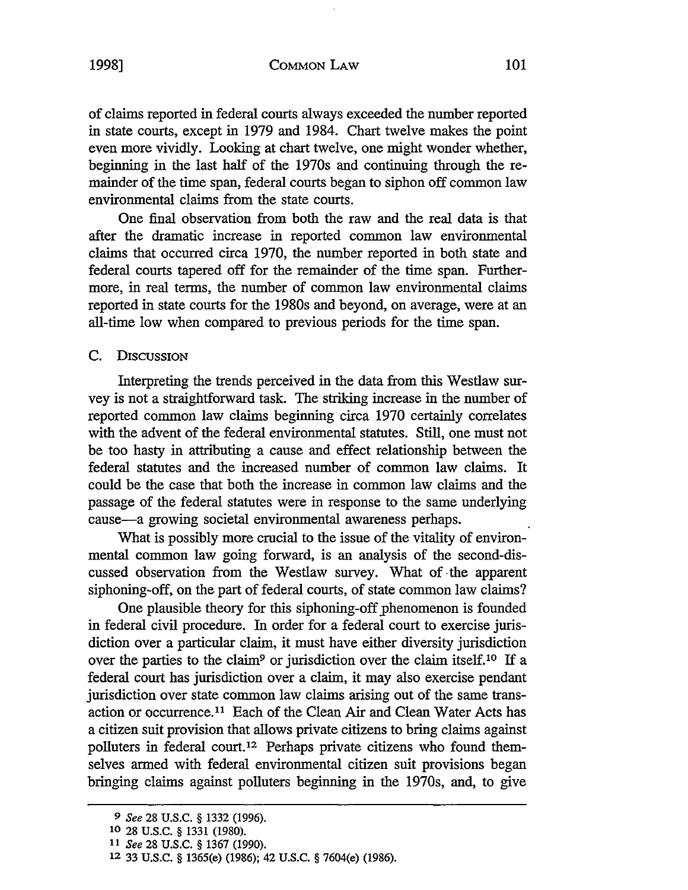of claims reported in federal courts always exceeded the number reported in state courts, except in 1979 and 1984. Chart twelve makes the point even more vividly. Looking at chart twelve, one might wonder whether, beginning in the last half of the 1970s and continuing through the remainder of the time span, federal courts began to siphon off common law environmental claims from the state courts.

One final observation from both the raw and the real data is that after the dramatic increase in reported common law environmental claims that occurred circa 1970, the number reported in both state and federal courts tapered off for the remainder of the time span. Furthermore, in real terms, the number of common law environmental claims reported in state courts for the 1980s and beyond, on average, were at an all-time low when compared to previous periods for the time span.

### C. Discussion

Interpreting the trends perceived in the data from this Westlaw survey is not a straightforward task. The striking increase in the number of reported common law claims beginning circa 1970 certainly correlates with the advent of the federal environmental statutes. Still, one must not be too hasty in attributing a cause and effect relationship between the federal statutes and the increased number of common law claims. It could be the case that both the increase in common law claims and the passage of the federal statutes were in response to the same underlying cause—a growing societal environmental awareness perhaps.

What is possibly more crucial to the issue of the vitality of environmental common law going forward, is an analysis of the second-discussed observation from the Westlaw survey. What of the apparent siphoning-off, on the part of federal courts, of state common law claims?

One plausible theory for this siphoning-off phenomenon is founded in federal civil procedure. In order for a federal court to exercise jurisdiction over a particular claim, it must have either diversity jurisdiction over the parties to the claim[9] or jurisdiction over the claim itself.[10] If a federal court has jurisdiction over a claim, it may also exercise pendant jurisdiction over state common law claims arising out of the same transaction or occurrence.[11] Each of the Clean Air and Clean Water Acts has a citizen suit provision that allows private citizens to bring claims against polluters in federal court.[12] Perhaps private citizens who found themselves armed with federal environmental citizen suit provisions began bringing claims against polluters beginning in the 1970s, and, to give

---

[9] *See* 28 U.S.C. § 1332 (1996).

[10] 28 U.S.C. § 1331 (1980).

[11] *See* 28 U.S.C. § 1367 (1990).

[12] 33 U.S.C. § 1365(e) (1986); 42 U.S.C. § 7604(e) (1986).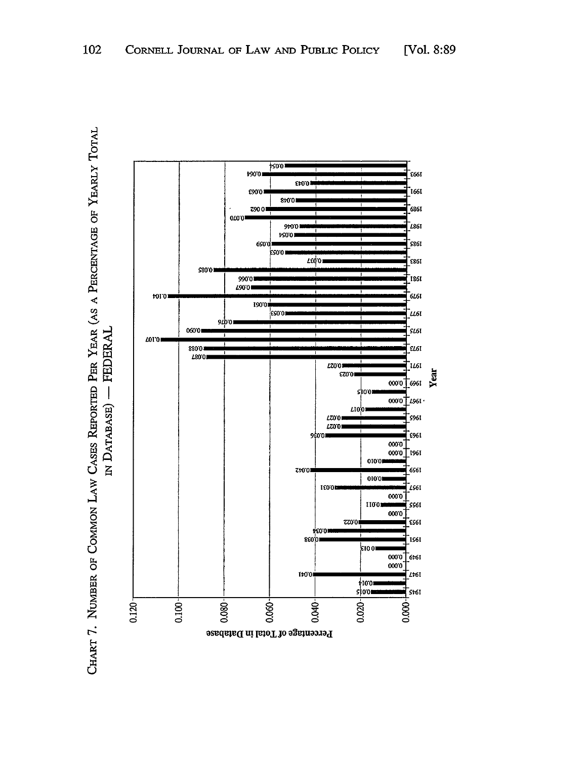CHART 7. NUMBER OF COMMON LAW CASES REPORTED PER YEAR (AS A PERCENTAGE OF YEARLY TOTAL IN DATABASE) — FEDERAL

| Year | Percentage of Total in Database |
|---|---|
| 1945 | 0.015 |
| 1946 | 0.014 |
| 1947 | 0.041 |
| 1948 | 0.000 |
| 1949 | 0.000 |
| 1950 | 0.013 |
| 1951 | 0.038 |
| 1952 | 0.034 |
| 1953 | 0.022 |
| 1954 | 0.000 |
| 1955 | 0.011 |
| 1956 | 0.000 |
| 1957 | 0.031 |
| 1958 | 0.010 |
| 1959 | 0.042 |
| 1960 | 0.010 |
| 1961 | 0.000 |
| 1962 | 0.000 |
| 1963 | 0.036 |
| 1964 | 0.027 |
| 1965 | 0.027 |
| 1966 | 0.017 |
| 1967 | 0.000 |
| 1968 | 0.015 |
| 1969 | 0.000 |
| 1970 | 0.023 |
| 1971 | 0.027 |
| 1972 | 0.087 |
| 1973 | 0.088 |
| 1974 | 0.107 |
| 1975 | 0.090 |
| 1976 | 0.076 |
| 1977 | 0.053 |
| 1978 | 0.061 |
| 1979 | 0.104 |
| 1980 | 0.067 |
| 1981 | 0.066 |
| 1982 | 0.085 |
| 1983 | 0.037 |
| 1984 | 0.053 |
| 1985 | 0.059 |
| 1986 | 0.054 |
| 1987 | 0.046 |
| 1988 | 0.070 |
| 1989 | 0.062 |
| 1990 | 0.048 |
| 1991 | 0.063 |
| 1992 | 0.043 |
| 1993 | 0.064 |
| 1994 | 0.054 |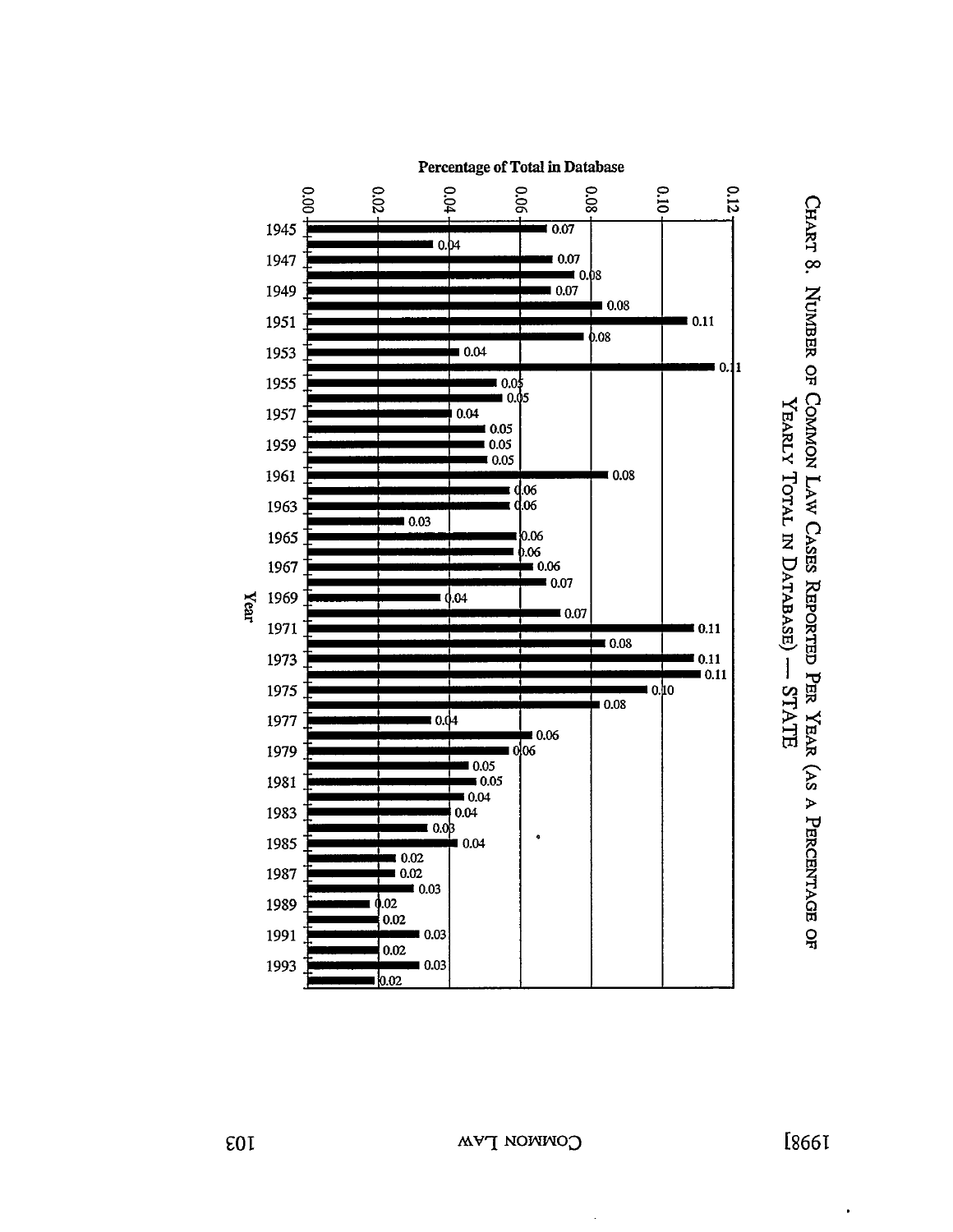CHART 8. NUMBER OF COMMON LAW CASES REPORTED PER YEAR (AS A PERCENTAGE OF YEARLY TOTAL IN DATABASE) — STATE

| Year | Percentage of Total in Database |
|---|---|
| 1945 | 0.07 |
| 1946 | 0.04 |
| 1947 | 0.07 |
| 1948 | 0.08 |
| 1949 | 0.07 |
| 1950 | 0.08 |
| 1951 | 0.11 |
| 1952 | 0.08 |
| 1953 | 0.04 |
| 1954 | 0.11 |
| 1955 | 0.05 |
| 1956 | 0.05 |
| 1957 | 0.04 |
| 1958 | 0.05 |
| 1959 | 0.05 |
| 1960 | 0.05 |
| 1961 | 0.08 |
| 1962 | 0.06 |
| 1963 | 0.06 |
| 1964 | 0.03 |
| 1965 | 0.06 |
| 1966 | 0.06 |
| 1967 | 0.06 |
| 1968 | 0.07 |
| 1969 | 0.04 |
| 1970 | 0.07 |
| 1971 | 0.11 |
| 1972 | 0.08 |
| 1973 | 0.11 |
| 1974 | 0.11 |
| 1975 | 0.10 |
| 1976 | 0.08 |
| 1977 | 0.04 |
| 1978 | 0.06 |
| 1979 | 0.06 |
| 1980 | 0.05 |
| 1981 | 0.05 |
| 1982 | 0.04 |
| 1983 | 0.04 |
| 1984 | 0.03 |
| 1985 | 0.04 |
| 1986 | 0.02 |
| 1987 | 0.02 |
| 1988 | 0.03 |
| 1989 | 0.02 |
| 1990 | 0.02 |
| 1991 | 0.03 |
| 1992 | 0.02 |
| 1993 | 0.03 |
| 1994 | 0.02 |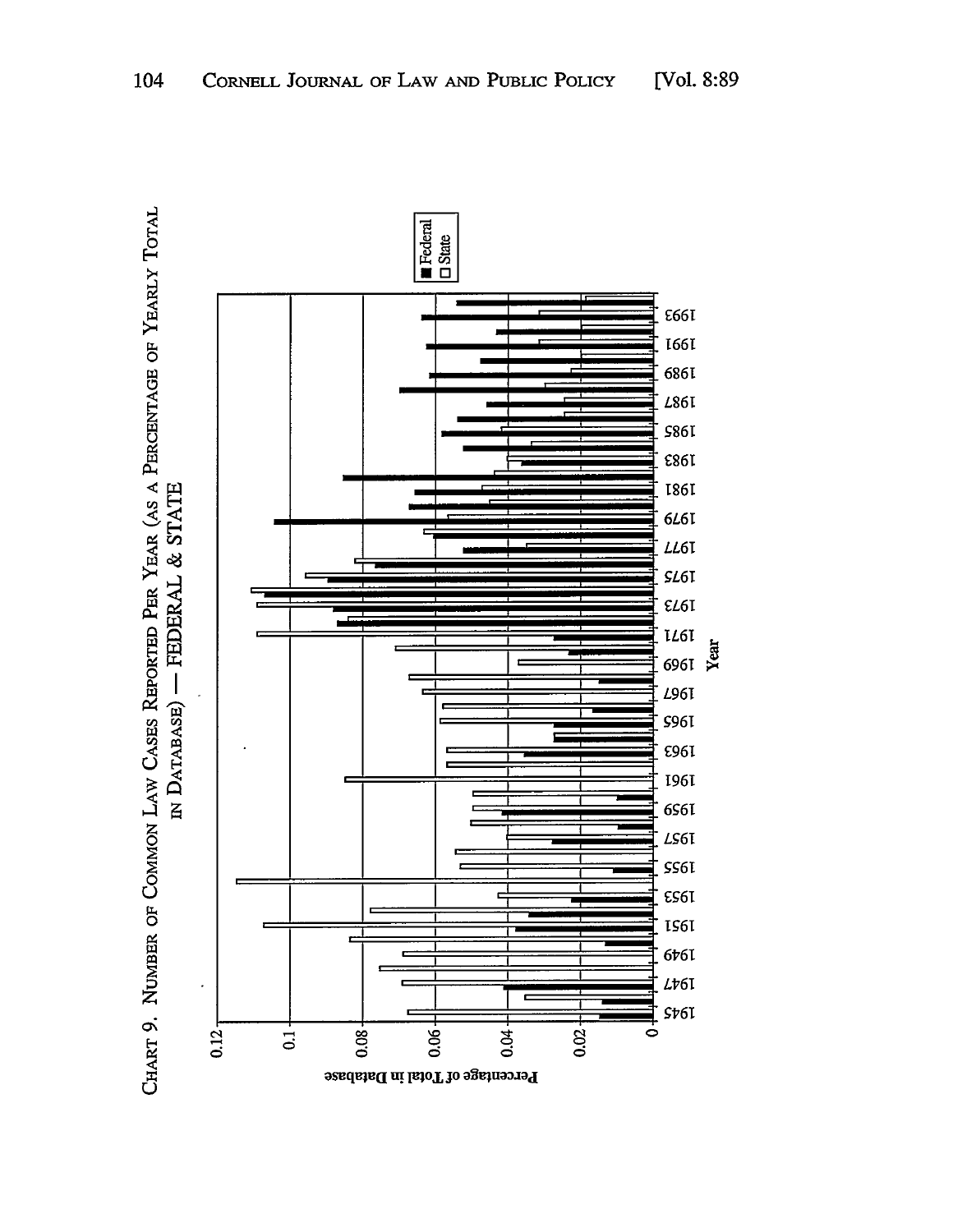CHART 9. NUMBER OF COMMON LAW CASES REPORTED PER YEAR (AS A PERCENTAGE OF YEARLY TOTAL IN DATABASE) — FEDERAL & STATE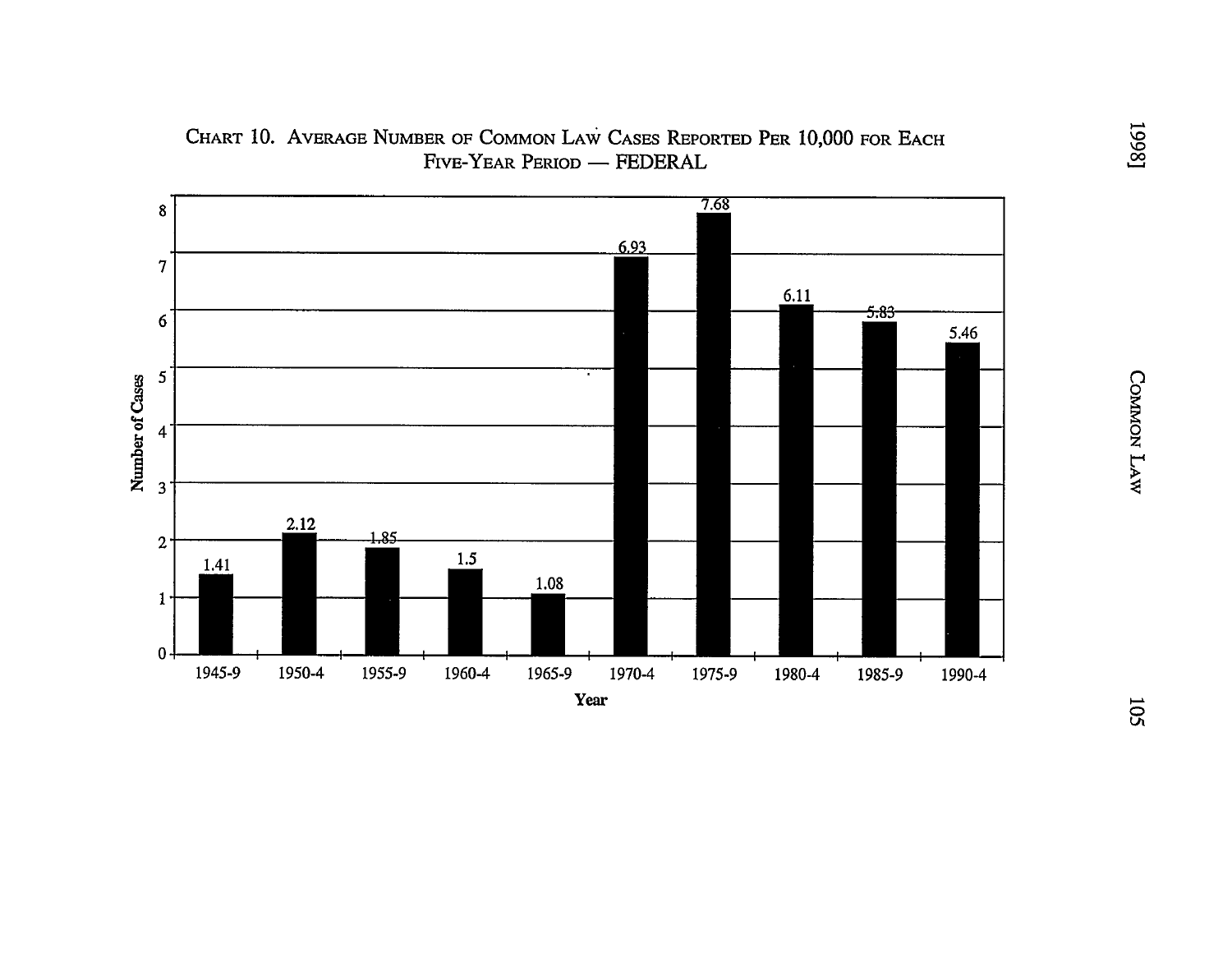CHART 10. AVERAGE NUMBER OF COMMON LAW CASES REPORTED PER 10,000 FOR EACH FIVE-YEAR PERIOD — FEDERAL

| Year | Number of Cases |
|---|---|
| 1945-9 | 1.41 |
| 1950-4 | 2.12 |
| 1955-9 | 1.85 |
| 1960-4 | 1.5 |
| 1965-9 | 1.08 |
| 1970-4 | 6.93 |
| 1975-9 | 7.68 |
| 1980-4 | 6.11 |
| 1985-9 | 5.83 |
| 1990-4 | 5.46 |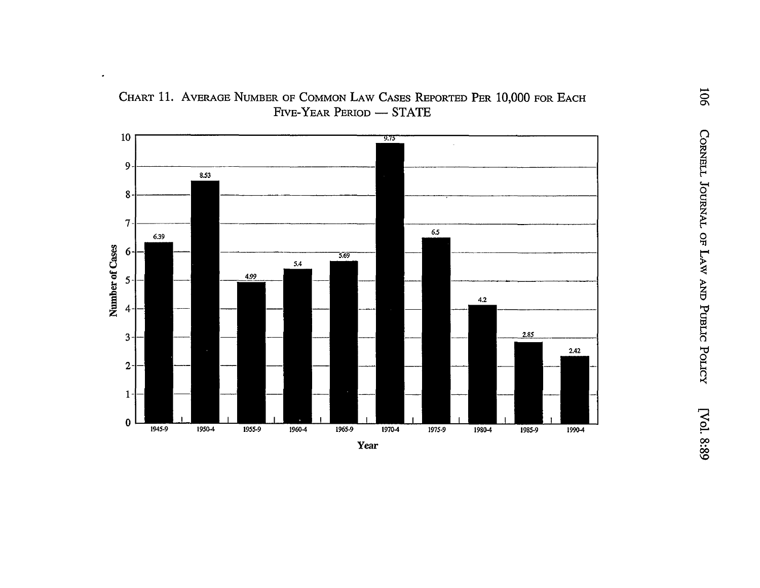CHART 11. AVERAGE NUMBER OF COMMON LAW CASES REPORTED PER 10,000 FOR EACH FIVE-YEAR PERIOD — STATE

| Year | Number of Cases |
| --- | --- |
| 1945-9 | 6.39 |
| 1950-4 | 8.53 |
| 1955-9 | 4.99 |
| 1960-4 | 5.4 |
| 1965-9 | 5.69 |
| 1970-4 | 9.75 |
| 1975-9 | 6.5 |
| 1980-4 | 4.2 |
| 1985-9 | 2.85 |
| 1990-4 | 2.42 |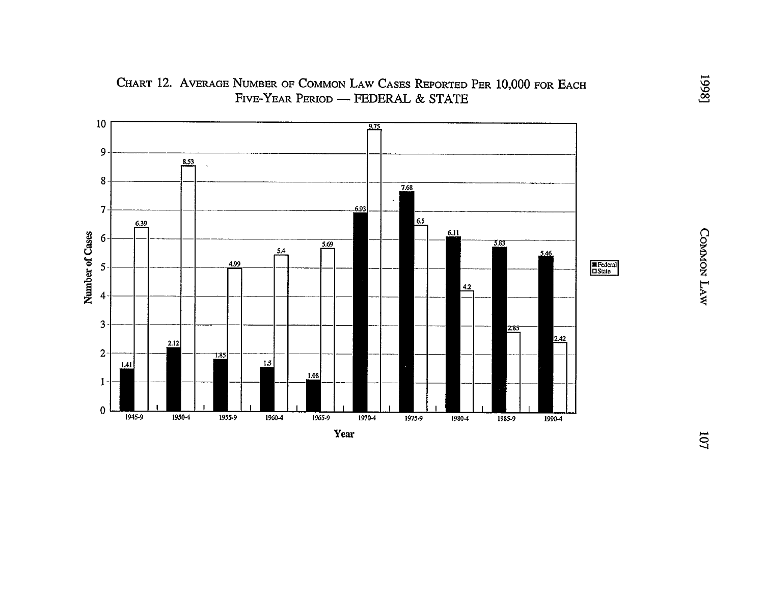CHART 12. AVERAGE NUMBER OF COMMON LAW CASES REPORTED PER 10,000 FOR EACH FIVE-YEAR PERIOD — FEDERAL & STATE

| Year | Federal | State |
| --- | --- | --- |
| 1945-9 | 1.41 | 6.39 |
| 1950-4 | 2.12 | 8.53 |
| 1955-9 | 1.85 | 4.99 |
| 1960-4 | 1.5 | 5.4 |
| 1965-9 | 1.08 | 5.69 |
| 1970-4 | 6.93 | 9.75 |
| 1975-9 | 7.68 | 6.5 |
| 1980-4 | 6.11 | 4.2 |
| 1985-9 | 5.83 | 2.85 |
| 1990-4 | 5.46 | 2.42 |

Number of Cases

Year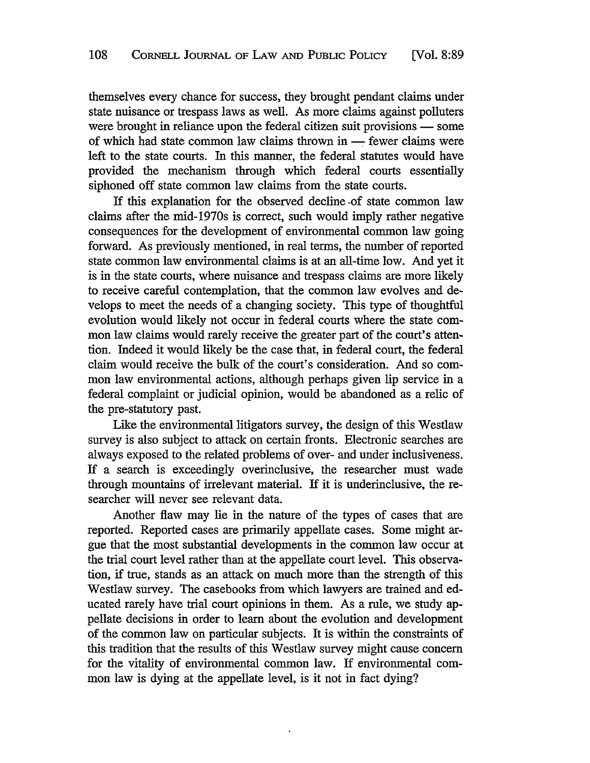themselves every chance for success, they brought pendant claims under state nuisance or trespass laws as well. As more claims against polluters were brought in reliance upon the federal citizen suit provisions — some of which had state common law claims thrown in — fewer claims were left to the state courts. In this manner, the federal statutes would have provided the mechanism through which federal courts essentially siphoned off state common law claims from the state courts.

If this explanation for the observed decline of state common law claims after the mid-1970s is correct, such would imply rather negative consequences for the development of environmental common law going forward. As previously mentioned, in real terms, the number of reported state common law environmental claims is at an all-time low. And yet it is in the state courts, where nuisance and trespass claims are more likely to receive careful contemplation, that the common law evolves and develops to meet the needs of a changing society. This type of thoughtful evolution would likely not occur in federal courts where the state common law claims would rarely receive the greater part of the court's attention. Indeed it would likely be the case that, in federal court, the federal claim would receive the bulk of the court's consideration. And so common law environmental actions, although perhaps given lip service in a federal complaint or judicial opinion, would be abandoned as a relic of the pre-statutory past.

Like the environmental litigators survey, the design of this Westlaw survey is also subject to attack on certain fronts. Electronic searches are always exposed to the related problems of over- and under inclusiveness. If a search is exceedingly overinclusive, the researcher must wade through mountains of irrelevant material. If it is underinclusive, the researcher will never see relevant data.

Another flaw may lie in the nature of the types of cases that are reported. Reported cases are primarily appellate cases. Some might argue that the most substantial developments in the common law occur at the trial court level rather than at the appellate court level. This observation, if true, stands as an attack on much more than the strength of this Westlaw survey. The casebooks from which lawyers are trained and educated rarely have trial court opinions in them. As a rule, we study appellate decisions in order to learn about the evolution and development of the common law on particular subjects. It is within the constraints of this tradition that the results of this Westlaw survey might cause concern for the vitality of environmental common law. If environmental common law is dying at the appellate level, is it not in fact dying?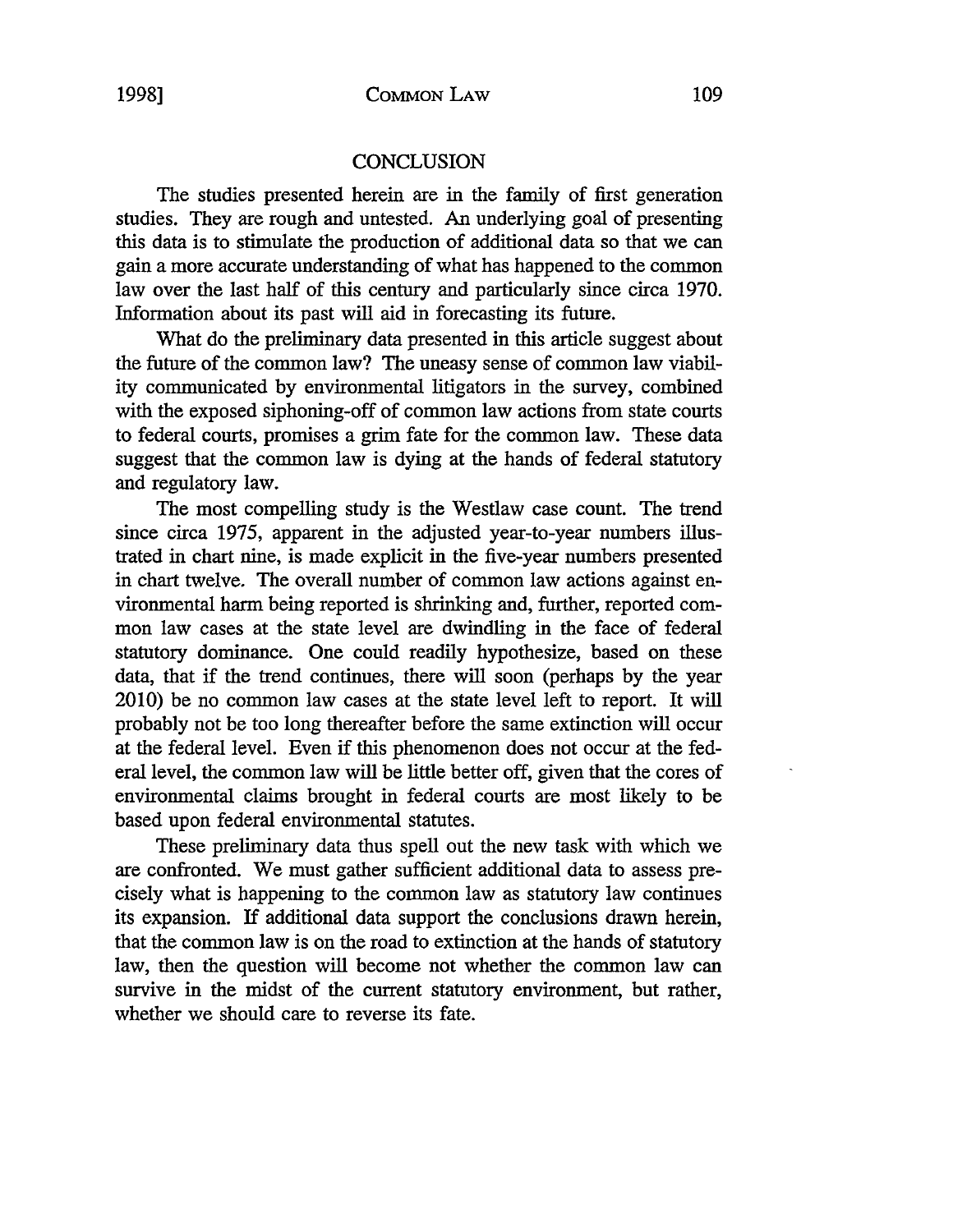## CONCLUSION

The studies presented herein are in the family of first generation studies. They are rough and untested. An underlying goal of presenting this data is to stimulate the production of additional data so that we can gain a more accurate understanding of what has happened to the common law over the last half of this century and particularly since circa 1970. Information about its past will aid in forecasting its future.

What do the preliminary data presented in this article suggest about the future of the common law? The uneasy sense of common law viability communicated by environmental litigators in the survey, combined with the exposed siphoning-off of common law actions from state courts to federal courts, promises a grim fate for the common law. These data suggest that the common law is dying at the hands of federal statutory and regulatory law.

The most compelling study is the Westlaw case count. The trend since circa 1975, apparent in the adjusted year-to-year numbers illustrated in chart nine, is made explicit in the five-year numbers presented in chart twelve. The overall number of common law actions against environmental harm being reported is shrinking and, further, reported common law cases at the state level are dwindling in the face of federal statutory dominance. One could readily hypothesize, based on these data, that if the trend continues, there will soon (perhaps by the year 2010) be no common law cases at the state level left to report. It will probably not be too long thereafter before the same extinction will occur at the federal level. Even if this phenomenon does not occur at the federal level, the common law will be little better off, given that the cores of environmental claims brought in federal courts are most likely to be based upon federal environmental statutes.

These preliminary data thus spell out the new task with which we are confronted. We must gather sufficient additional data to assess precisely what is happening to the common law as statutory law continues its expansion. If additional data support the conclusions drawn herein, that the common law is on the road to extinction at the hands of statutory law, then the question will become not whether the common law can survive in the midst of the current statutory environment, but rather, whether we should care to reverse its fate.